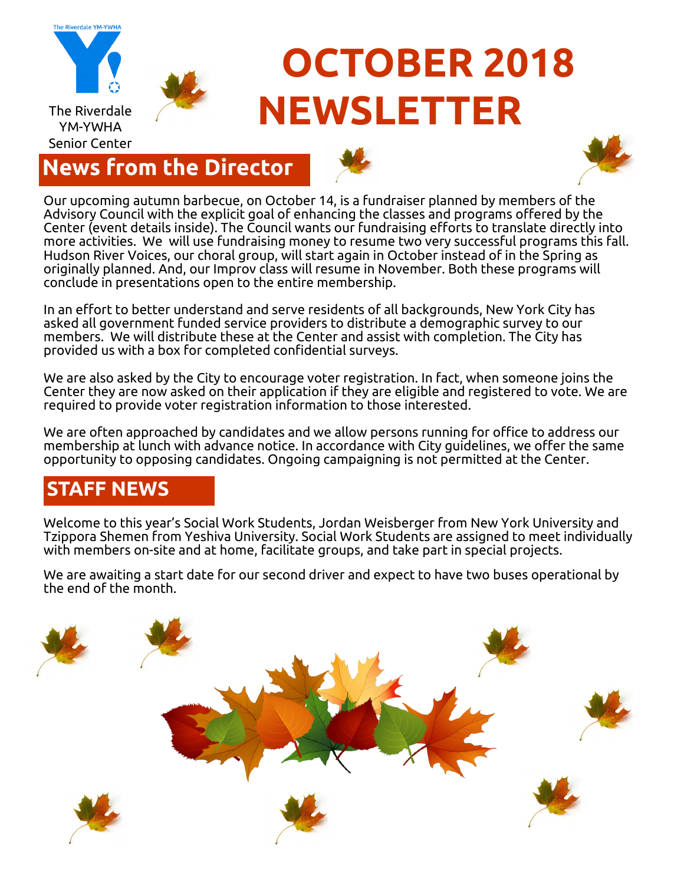The Riverdale YM-YWHA

The Riverdale YM-YWHA Senior Center

# OCTOBER 2018 NEWSLETTER

## News from the Director

Our upcoming autumn barbecue, on October 14, is a fundraiser planned by members of the Advisory Council with the explicit goal of enhancing the classes and programs offered by the Center (event details inside). The Council wants our fundraising efforts to translate directly into more activities. We will use fundraising money to resume two very successful programs this fall. Hudson River Voices, our choral group, will start again in October instead of in the Spring as originally planned. And, our Improv class will resume in November. Both these programs will conclude in presentations open to the entire membership.

In an effort to better understand and serve residents of all backgrounds, New York City has asked all government funded service providers to distribute a demographic survey to our members. We will distribute these at the Center and assist with completion. The City has provided us with a box for completed confidential surveys.

We are also asked by the City to encourage voter registration. In fact, when someone joins the Center they are now asked on their application if they are eligible and registered to vote. We are required to provide voter registration information to those interested.

We are often approached by candidates and we allow persons running for office to address our membership at lunch with advance notice. In accordance with City guidelines, we offer the same opportunity to opposing candidates. Ongoing campaigning is not permitted at the Center.

## STAFF NEWS

Welcome to this year's Social Work Students, Jordan Weisberger from New York University and Tzippora Shemen from Yeshiva University. Social Work Students are assigned to meet individually with members on-site and at home, facilitate groups, and take part in special projects.

We are awaiting a start date for our second driver and expect to have two buses operational by the end of the month.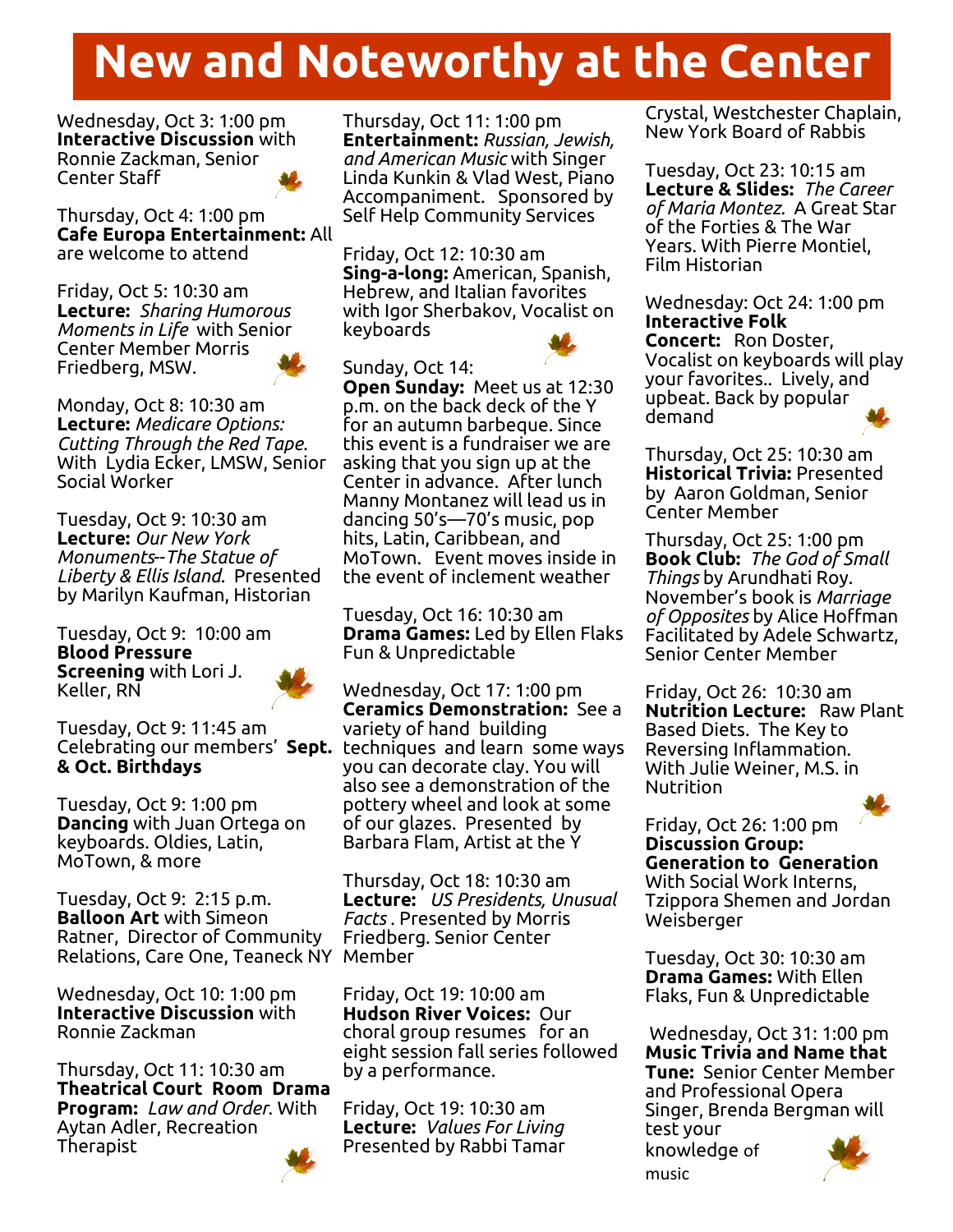# New and Noteworthy at the Center

Wednesday, Oct 3: 1:00 pm
**Interactive Discussion** with Ronnie Zackman, Senior Center Staff

Thursday, Oct 4: 1:00 pm
**Cafe Europa Entertainment:** All are welcome to attend

Friday, Oct 5: 10:30 am
**Lecture:** *Sharing Humorous Moments in Life* with Senior Center Member Morris Friedberg, MSW.

Monday, Oct 8: 10:30 am
**Lecture:** *Medicare Options: Cutting Through the Red Tape.* With Lydia Ecker, LMSW, Senior Social Worker

Tuesday, Oct 9: 10:30 am
**Lecture:** *Our New York Monuments--The Statue of Liberty & Ellis Island.* Presented by Marilyn Kaufman, Historian

Tuesday, Oct 9: 10:00 am
**Blood Pressure Screening** with Lori J. Keller, RN

Tuesday, Oct 9: 11:45 am
Celebrating our members' **Sept. & Oct. Birthdays**

Tuesday, Oct 9: 1:00 pm
**Dancing** with Juan Ortega on keyboards. Oldies, Latin, MoTown, & more

Tuesday, Oct 9: 2:15 p.m.
**Balloon Art** with Simeon Ratner, Director of Community Relations, Care One, Teaneck NY

Wednesday, Oct 10: 1:00 pm
**Interactive Discussion** with Ronnie Zackman

Thursday, Oct 11: 10:30 am
**Theatrical Court Room Drama Program:** *Law and Order.* With Aytan Adler, Recreation Therapist

Thursday, Oct 11: 1:00 pm
**Entertainment:** *Russian, Jewish, and American Music* with Singer Linda Kunkin & Vlad West, Piano Accompaniment. Sponsored by Self Help Community Services

Friday, Oct 12: 10:30 am
**Sing-a-long:** American, Spanish, Hebrew, and Italian favorites with Igor Sherbakov, Vocalist on keyboards

Sunday, Oct 14:
**Open Sunday:** Meet us at 12:30 p.m. on the back deck of the Y for an autumn barbeque. Since this event is a fundraiser we are asking that you sign up at the Center in advance. After lunch Manny Montanez will lead us in dancing 50's—70's music, pop hits, Latin, Caribbean, and MoTown. Event moves inside in the event of inclement weather

Tuesday, Oct 16: 10:30 am
**Drama Games:** Led by Ellen Flaks Fun & Unpredictable

Wednesday, Oct 17: 1:00 pm
**Ceramics Demonstration:** See a variety of hand building techniques and learn some ways you can decorate clay. You will also see a demonstration of the pottery wheel and look at some of our glazes. Presented by Barbara Flam, Artist at the Y

Thursday, Oct 18: 10:30 am
**Lecture:** *US Presidents, Unusual Facts* . Presented by Morris Friedberg. Senior Center Member

Friday, Oct 19: 10:00 am
**Hudson River Voices:** Our choral group resumes for an eight session fall series followed by a performance.

Friday, Oct 19: 10:30 am
**Lecture:** *Values For Living* Presented by Rabbi Tamar Crystal, Westchester Chaplain, New York Board of Rabbis

Tuesday, Oct 23: 10:15 am
**Lecture & Slides:** *The Career of Maria Montez.* A Great Star of the Forties & The War Years. With Pierre Montiel, Film Historian

Wednesday: Oct 24: 1:00 pm
**Interactive Folk Concert:** Ron Doster, Vocalist on keyboards will play your favorites.. Lively, and upbeat. Back by popular demand

Thursday, Oct 25: 10:30 am
**Historical Trivia:** Presented by Aaron Goldman, Senior Center Member

Thursday, Oct 25: 1:00 pm
**Book Club:** *The God of Small Things* by Arundhati Roy. November's book is *Marriage of Opposites* by Alice Hoffman Facilitated by Adele Schwartz, Senior Center Member

Friday, Oct 26: 10:30 am
**Nutrition Lecture:** Raw Plant Based Diets. The Key to Reversing Inflammation. With Julie Weiner, M.S. in Nutrition

Friday, Oct 26: 1:00 pm
**Discussion Group: Generation to Generation** With Social Work Interns, Tzippora Shemen and Jordan Weisberger

Tuesday, Oct 30: 10:30 am
**Drama Games:** With Ellen Flaks, Fun & Unpredictable

Wednesday, Oct 31: 1:00 pm
**Music Trivia and Name that Tune:** Senior Center Member and Professional Opera Singer, Brenda Bergman will test your knowledge of music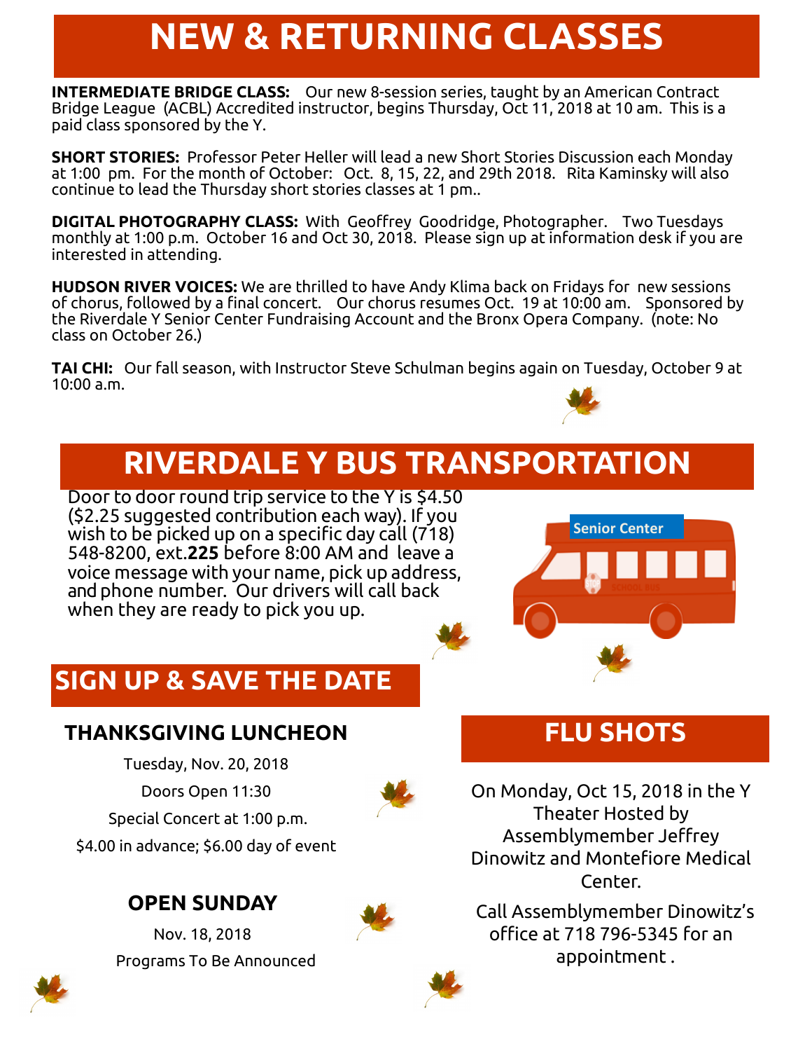# NEW & RETURNING CLASSES

**INTERMEDIATE BRIDGE CLASS:** Our new 8-session series, taught by an American Contract Bridge League (ACBL) Accredited instructor, begins Thursday, Oct 11, 2018 at 10 am. This is a paid class sponsored by the Y.

**SHORT STORIES:** Professor Peter Heller will lead a new Short Stories Discussion each Monday at 1:00 pm. For the month of October: Oct. 8, 15, 22, and 29th 2018. Rita Kaminsky will also continue to lead the Thursday short stories classes at 1 pm..

**DIGITAL PHOTOGRAPHY CLASS:** With Geoffrey Goodridge, Photographer. Two Tuesdays monthly at 1:00 p.m. October 16 and Oct 30, 2018. Please sign up at information desk if you are interested in attending.

**HUDSON RIVER VOICES:** We are thrilled to have Andy Klima back on Fridays for new sessions of chorus, followed by a final concert. Our chorus resumes Oct. 19 at 10:00 am. Sponsored by the Riverdale Y Senior Center Fundraising Account and the Bronx Opera Company. (note: No class on October 26.)

**TAI CHI:** Our fall season, with Instructor Steve Schulman begins again on Tuesday, October 9 at 10:00 a.m.

# RIVERDALE Y BUS TRANSPORTATION

Door to door round trip service to the Y is $4.50 ($2.25 suggested contribution each way). If you wish to be picked up on a specific day call (718) 548-8200, ext.**225** before 8:00 AM and leave a voice message with your name, pick up address, and phone number. Our drivers will call back when they are ready to pick you up.

## SIGN UP & SAVE THE DATE

### THANKSGIVING LUNCHEON

Tuesday, Nov. 20, 2018

Doors Open 11:30

Special Concert at 1:00 p.m.

$4.00 in advance; $6.00 day of event

### OPEN SUNDAY

Nov. 18, 2018

Programs To Be Announced

## FLU SHOTS

On Monday, Oct 15, 2018 in the Y Theater Hosted by Assemblymember Jeffrey Dinowitz and Montefiore Medical Center.

Call Assemblymember Dinowitz's office at 718 796-5345 for an appointment .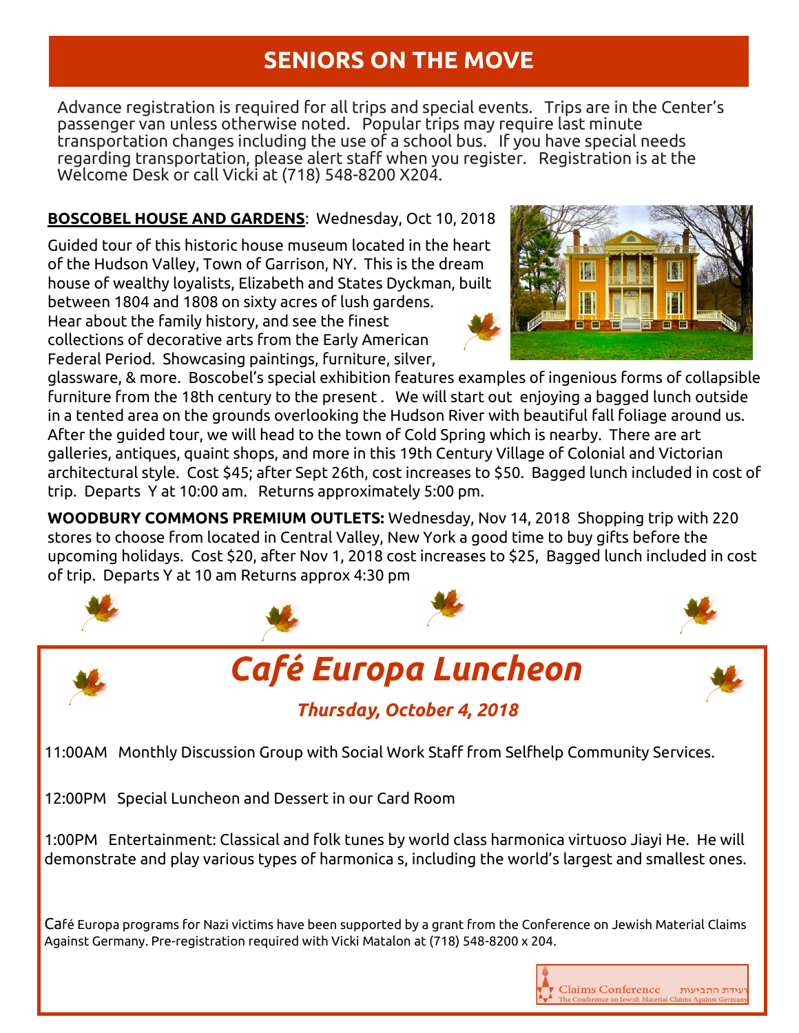# SENIORS ON THE MOVE

Advance registration is required for all trips and special events. Trips are in the Center's passenger van unless otherwise noted. Popular trips may require last minute transportation changes including the use of a school bus. If you have special needs regarding transportation, please alert staff when you register. Registration is at the Welcome Desk or call Vicki at (718) 548-8200 X204.

**BOSCOBEL HOUSE AND GARDENS**: Wednesday, Oct 10, 2018

Guided tour of this historic house museum located in the heart of the Hudson Valley, Town of Garrison, NY. This is the dream house of wealthy loyalists, Elizabeth and States Dyckman, built between 1804 and 1808 on sixty acres of lush gardens. Hear about the family history, and see the finest collections of decorative arts from the Early American Federal Period. Showcasing paintings, furniture, silver, glassware, & more. Boscobel's special exhibition features examples of ingenious forms of collapsible furniture from the 18th century to the present . We will start out enjoying a bagged lunch outside in a tented area on the grounds overlooking the Hudson River with beautiful fall foliage around us. After the guided tour, we will head to the town of Cold Spring which is nearby. There are art galleries, antiques, quaint shops, and more in this 19th Century Village of Colonial and Victorian architectural style. Cost $45; after Sept 26th, cost increases to $50. Bagged lunch included in cost of trip. Departs Y at 10:00 am. Returns approximately 5:00 pm.

**WOODBURY COMMONS PREMIUM OUTLETS:** Wednesday, Nov 14, 2018 Shopping trip with 220 stores to choose from located in Central Valley, New York a good time to buy gifts before the upcoming holidays. Cost $20, after Nov 1, 2018 cost increases to $25, Bagged lunch included in cost of trip. Departs Y at 10 am Returns approx 4:30 pm

# *Café Europa Luncheon*

***Thursday, October 4, 2018***

11:00AM Monthly Discussion Group with Social Work Staff from Selfhelp Community Services.

12:00PM Special Luncheon and Dessert in our Card Room

1:00PM Entertainment: Classical and folk tunes by world class harmonica virtuoso Jiayi He. He will demonstrate and play various types of harmonica s, including the world's largest and smallest ones.

Café Europa programs for Nazi victims have been supported by a grant from the Conference on Jewish Material Claims Against Germany. Pre-registration required with Vicki Matalon at (718) 548-8200 x 204.

Claims Conference ועידת התביעות
The Conference on Jewish Material Claims Against Germany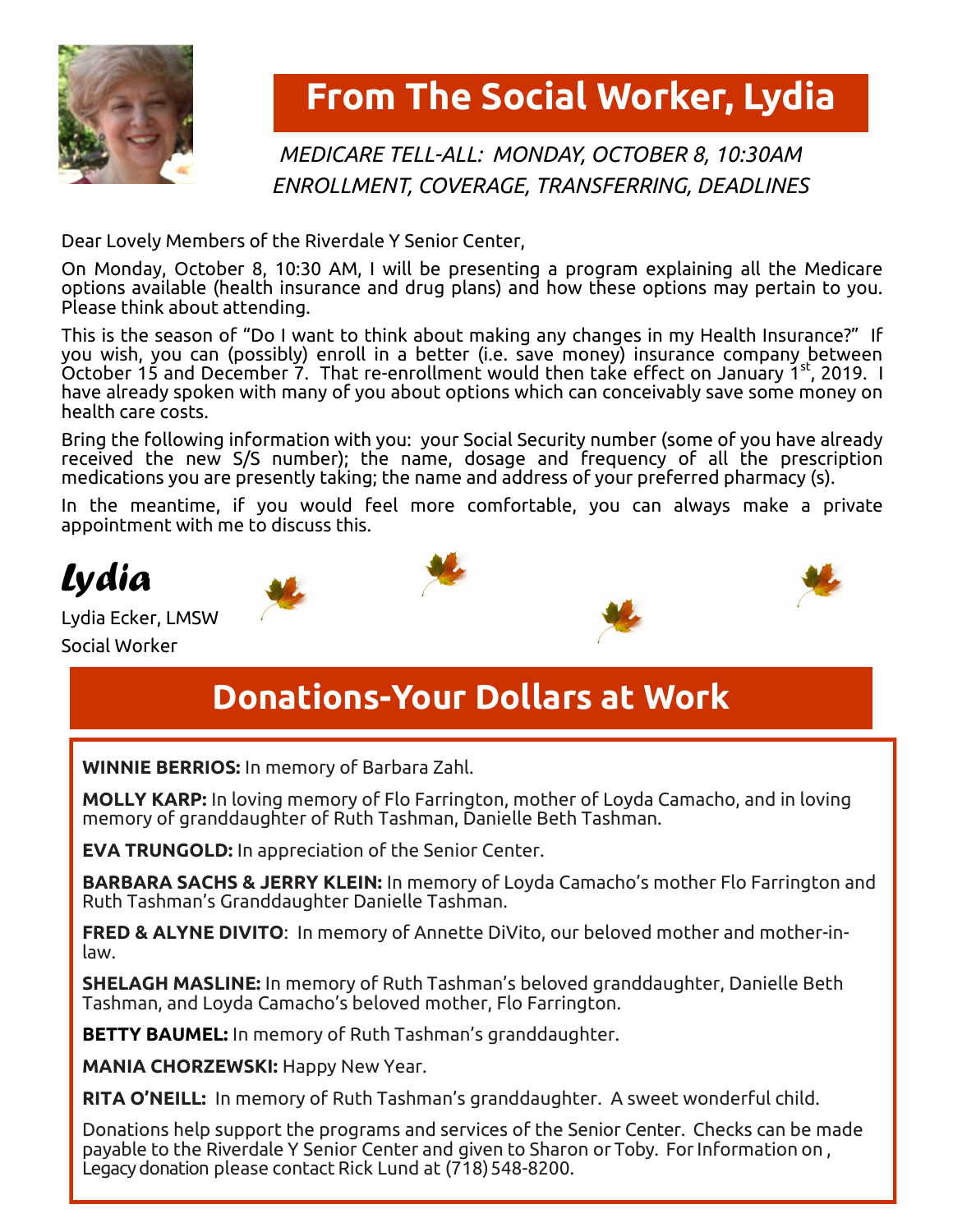# From The Social Worker, Lydia

*MEDICARE TELL-ALL: MONDAY, OCTOBER 8, 10:30AM*
*ENROLLMENT, COVERAGE, TRANSFERRING, DEADLINES*

Dear Lovely Members of the Riverdale Y Senior Center,

On Monday, October 8, 10:30 AM, I will be presenting a program explaining all the Medicare options available (health insurance and drug plans) and how these options may pertain to you. Please think about attending.

This is the season of "Do I want to think about making any changes in my Health Insurance?" If you wish, you can (possibly) enroll in a better (i.e. save money) insurance company between October 15 and December 7. That re-enrollment would then take effect on January 1st, 2019. I have already spoken with many of you about options which can conceivably save some money on health care costs.

Bring the following information with you: your Social Security number (some of you have already received the new S/S number); the name, dosage and frequency of all the prescription medications you are presently taking; the name and address of your preferred pharmacy (s).

In the meantime, if you would feel more comfortable, you can always make a private appointment with me to discuss this.

*Lydia*

Lydia Ecker, LMSW
Social Worker

# Donations-Your Dollars at Work

**WINNIE BERRIOS:** In memory of Barbara Zahl.

**MOLLY KARP:** In loving memory of Flo Farrington, mother of Loyda Camacho, and in loving memory of granddaughter of Ruth Tashman, Danielle Beth Tashman.

**EVA TRUNGOLD:** In appreciation of the Senior Center.

**BARBARA SACHS & JERRY KLEIN:** In memory of Loyda Camacho's mother Flo Farrington and Ruth Tashman's Granddaughter Danielle Tashman.

**FRED & ALYNE DIVITO**: In memory of Annette DiVito, our beloved mother and mother-in-law.

**SHELAGH MASLINE:** In memory of Ruth Tashman's beloved granddaughter, Danielle Beth Tashman, and Loyda Camacho's beloved mother, Flo Farrington.

**BETTY BAUMEL:** In memory of Ruth Tashman's granddaughter.

**MANIA CHORZEWSKI:** Happy New Year.

**RITA O'NEILL:** In memory of Ruth Tashman's granddaughter. A sweet wonderful child.

Donations help support the programs and services of the Senior Center. Checks can be made payable to the Riverdale Y Senior Center and given to Sharon or Toby. For Information on , Legacy donation please contact Rick Lund at (718) 548-8200.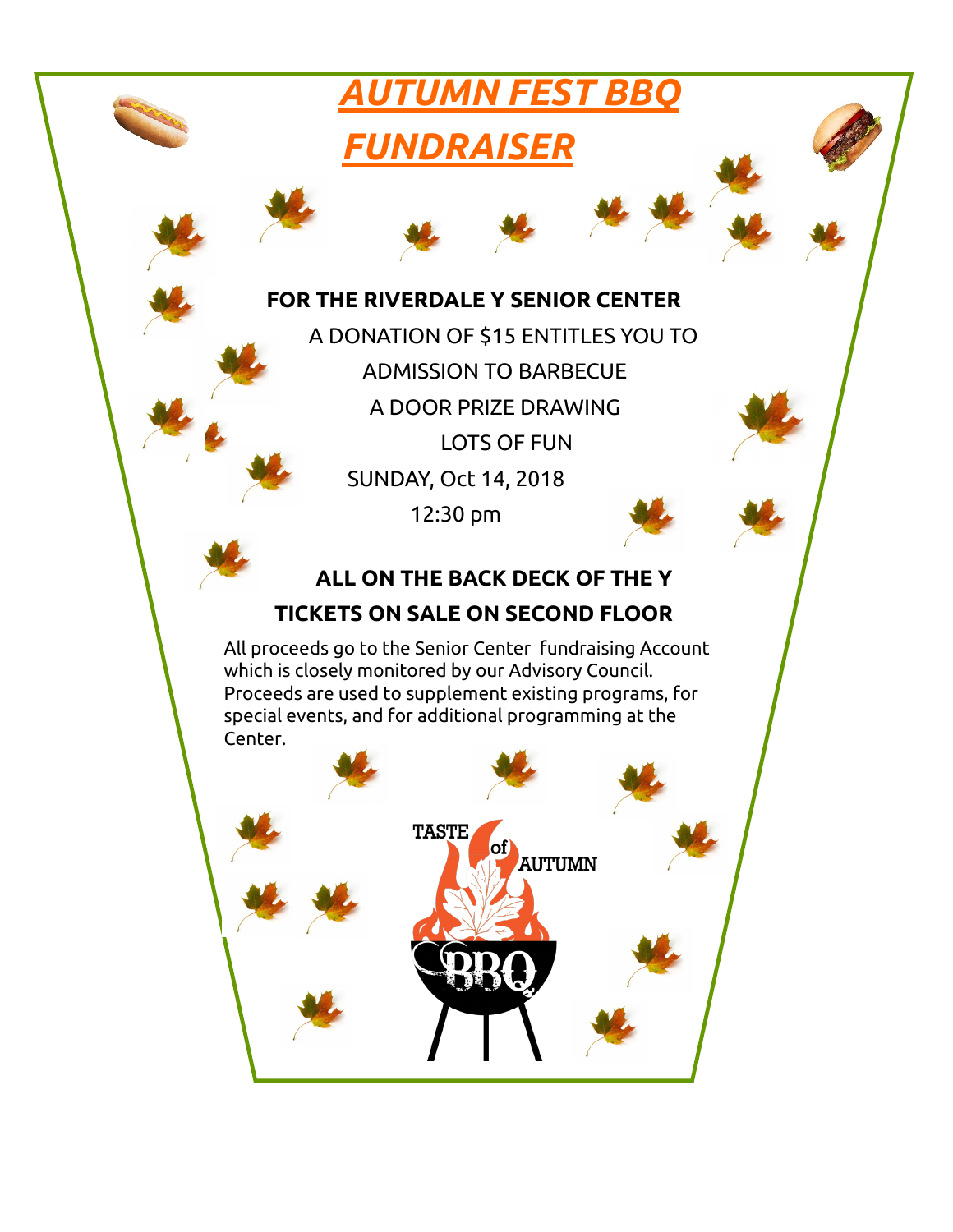# *AUTUMN FEST BBQ FUNDRAISER*

**FOR THE RIVERDALE Y SENIOR CENTER**

A DONATION OF $15 ENTITLES YOU TO

ADMISSION TO BARBECUE

A DOOR PRIZE DRAWING

LOTS OF FUN

SUNDAY, Oct 14, 2018

12:30 pm

**ALL ON THE BACK DECK OF THE Y**

**TICKETS ON SALE ON SECOND FLOOR**

All proceeds go to the Senior Center fundraising Account which is closely monitored by our Advisory Council. Proceeds are used to supplement existing programs, for special events, and for additional programming at the Center.

TASTE of AUTUMN BBQ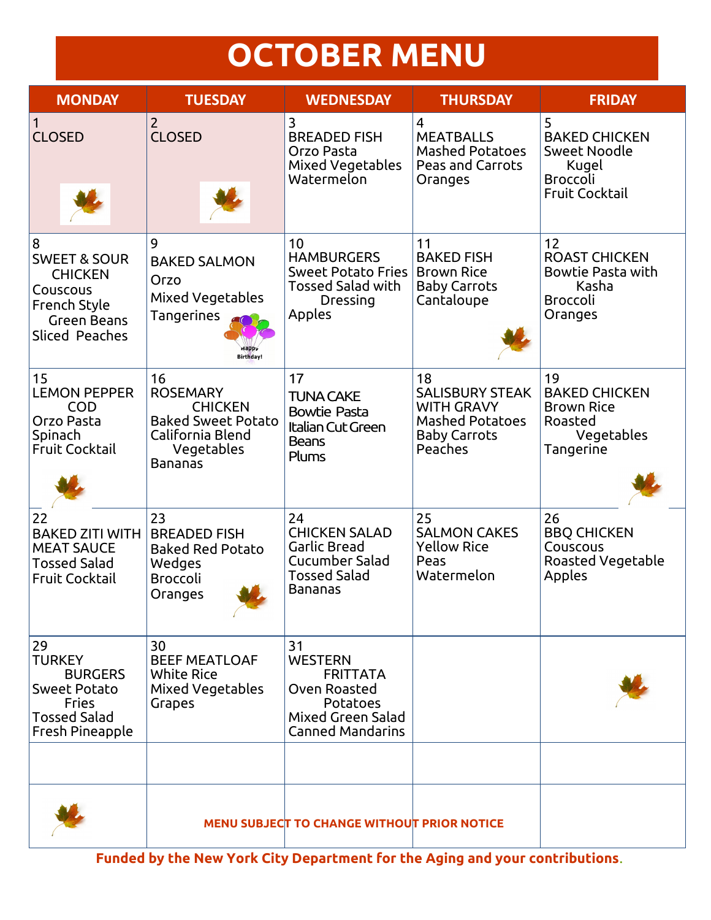# OCTOBER MENU

| MONDAY | TUESDAY | WEDNESDAY | THURSDAY | FRIDAY |
|---|---|---|---|---|
| 1<br>CLOSED | 2<br>CLOSED | 3<br>BREADED FISH<br>Orzo Pasta<br>Mixed Vegetables<br>Watermelon | 4<br>MEATBALLS<br>Mashed Potatoes<br>Peas and Carrots<br>Oranges | 5<br>BAKED CHICKEN<br>Sweet Noodle Kugel<br>Broccoli<br>Fruit Cocktail |
| 8<br>SWEET & SOUR CHICKEN<br>Couscous<br>French Style Green Beans<br>Sliced Peaches | 9<br>BAKED SALMON<br>Orzo<br>Mixed Vegetables<br>Tangerines<br>Happy Birthday! | 10<br>HAMBURGERS<br>Sweet Potato Fries<br>Tossed Salad with Dressing<br>Apples | 11<br>BAKED FISH<br>Brown Rice<br>Baby Carrots<br>Cantaloupe | 12<br>ROAST CHICKEN<br>Bowtie Pasta with Kasha<br>Broccoli<br>Oranges |
| 15<br>LEMON PEPPER COD<br>Orzo Pasta<br>Spinach<br>Fruit Cocktail | 16<br>ROSEMARY CHICKEN<br>Baked Sweet Potato<br>California Blend Vegetables<br>Bananas | 17<br>TUNA CAKE<br>Bowtie Pasta<br>Italian Cut Green Beans<br>Plums | 18<br>SALISBURY STEAK WITH GRAVY<br>Mashed Potatoes<br>Baby Carrots<br>Peaches | 19<br>BAKED CHICKEN<br>Brown Rice<br>Roasted Vegetables<br>Tangerine |
| 22<br>BAKED ZITI WITH MEAT SAUCE<br>Tossed Salad<br>Fruit Cocktail | 23<br>BREADED FISH<br>Baked Red Potato Wedges<br>Broccoli<br>Oranges | 24<br>CHICKEN SALAD<br>Garlic Bread<br>Cucumber Salad<br>Tossed Salad<br>Bananas | 25<br>SALMON CAKES<br>Yellow Rice<br>Peas<br>Watermelon | 26<br>BBQ CHICKEN<br>Couscous<br>Roasted Vegetable<br>Apples |
| 29<br>TURKEY BURGERS<br>Sweet Potato Fries<br>Tossed Salad<br>Fresh Pineapple | 30<br>BEEF MEATLOAF<br>White Rice<br>Mixed Vegetables<br>Grapes | 31<br>WESTERN FRITTATA<br>Oven Roasted Potatoes<br>Mixed Green Salad<br>Canned Mandarins | | |

**MENU SUBJECT TO CHANGE WITHOUT PRIOR NOTICE**

**Funded by the New York City Department for the Aging and your contributions.**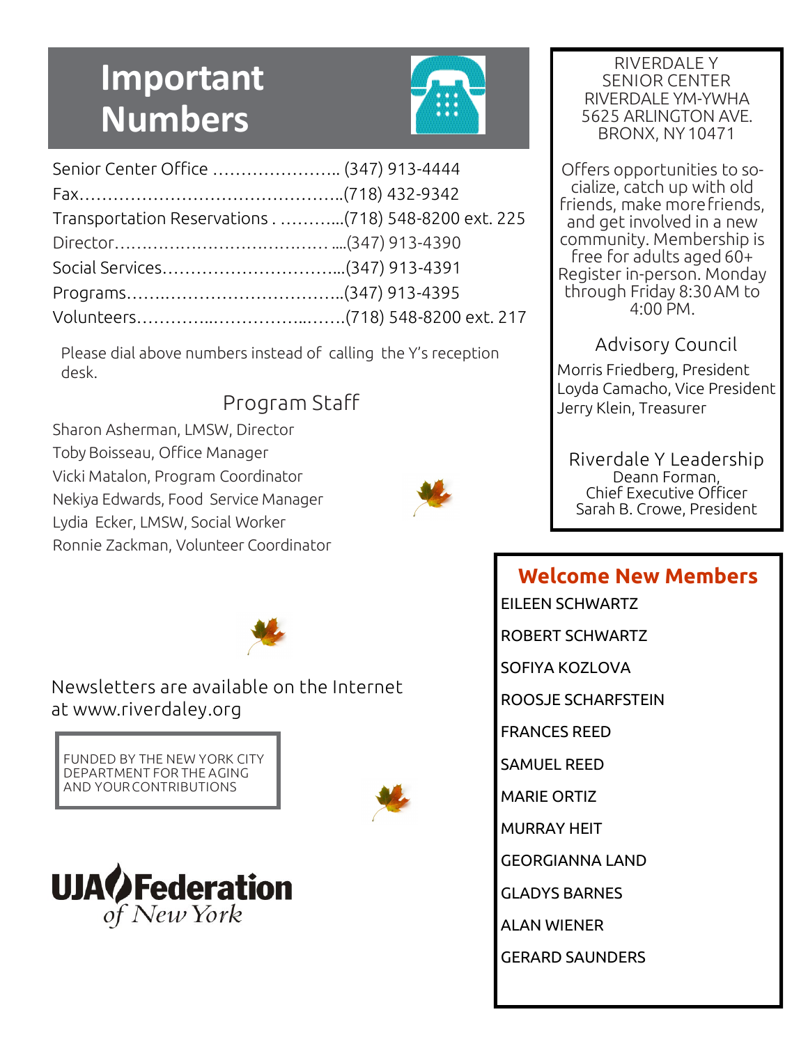# Important Numbers

| | |
|---|---|
| Senior Center Office | (347) 913-4444 |
| Fax | (718) 432-9342 |
| Transportation Reservations | (718) 548-8200 ext. 225 |
| Director | (347) 913-4390 |
| Social Services | (347) 913-4391 |
| Programs | (347) 913-4395 |
| Volunteers | (718) 548-8200 ext. 217 |

Please dial above numbers instead of calling the Y's reception desk.

## Program Staff

Sharon Asherman, LMSW, Director
Toby Boisseau, Office Manager
Vicki Matalon, Program Coordinator
Nekiya Edwards, Food Service Manager
Lydia Ecker, LMSW, Social Worker
Ronnie Zackman, Volunteer Coordinator

Newsletters are available on the Internet at www.riverdaley.org

FUNDED BY THE NEW YORK CITY DEPARTMENT FOR THE AGING AND YOUR CONTRIBUTIONS

UJA Federation of New York

RIVERDALE Y
SENIOR CENTER
RIVERDALE YM-YWHA
5625 ARLINGTON AVE.
BRONX, NY 10471

Offers opportunities to socialize, catch up with old friends, make more friends, and get involved in a new community. Membership is free for adults aged 60+ Register in-person. Monday through Friday 8:30 AM to 4:00 PM.

## Advisory Council

Morris Friedberg, President
Loyda Camacho, Vice President
Jerry Klein, Treasurer

## Riverdale Y Leadership

Deann Forman, Chief Executive Officer
Sarah B. Crowe, President

## Welcome New Members

EILEEN SCHWARTZ

ROBERT SCHWARTZ

SOFIYA KOZLOVA

ROOSJE SCHARFSTEIN

FRANCES REED

SAMUEL REED

MARIE ORTIZ

MURRAY HEIT

GEORGIANNA LAND

GLADYS BARNES

ALAN WIENER

GERARD SAUNDERS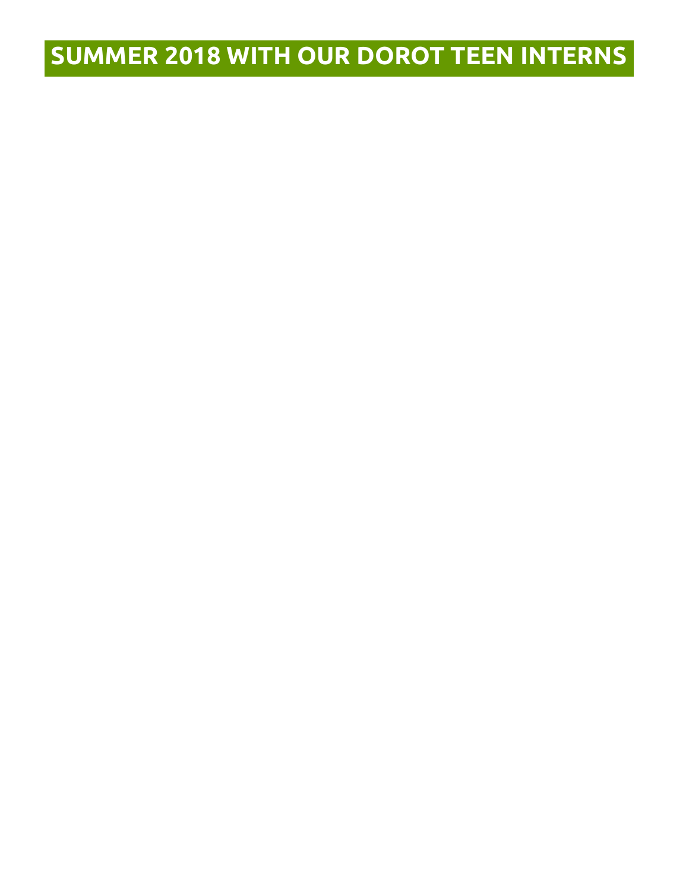# SUMMER 2018 WITH OUR DOROT TEEN INTERNS